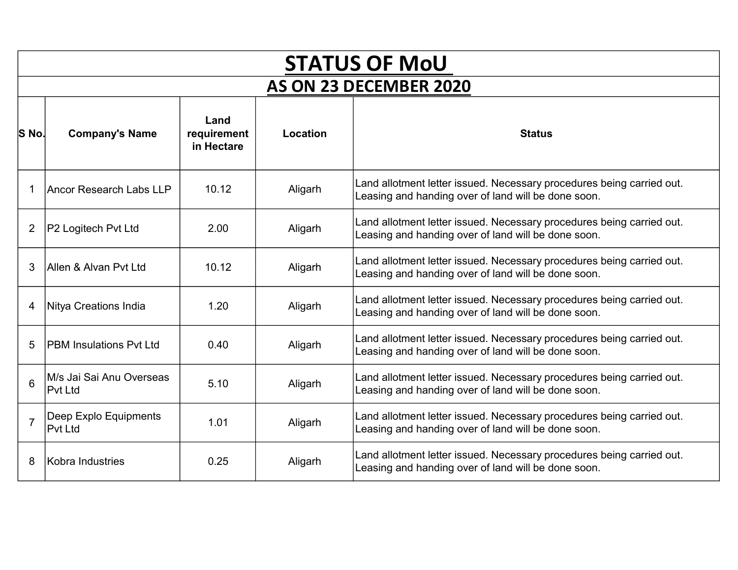# STATUS OF MoU

## AS ON 23 DECEMBER 2020

| S No. | Company's Name | Land requirement in Hectare | Location | Status |
|---|---|---|---|---|
| 1 | Ancor Research Labs LLP | 10.12 | Aligarh | Land allotment letter issued. Necessary procedures being carried out. Leasing and handing over of land will be done soon. |
| 2 | P2 Logitech Pvt Ltd | 2.00 | Aligarh | Land allotment letter issued. Necessary procedures being carried out. Leasing and handing over of land will be done soon. |
| 3 | Allen & Alvan Pvt Ltd | 10.12 | Aligarh | Land allotment letter issued. Necessary procedures being carried out. Leasing and handing over of land will be done soon. |
| 4 | Nitya Creations India | 1.20 | Aligarh | Land allotment letter issued. Necessary procedures being carried out. Leasing and handing over of land will be done soon. |
| 5 | PBM Insulations Pvt Ltd | 0.40 | Aligarh | Land allotment letter issued. Necessary procedures being carried out. Leasing and handing over of land will be done soon. |
| 6 | M/s Jai Sai Anu Overseas Pvt Ltd | 5.10 | Aligarh | Land allotment letter issued. Necessary procedures being carried out. Leasing and handing over of land will be done soon. |
| 7 | Deep Explo Equipments Pvt Ltd | 1.01 | Aligarh | Land allotment letter issued. Necessary procedures being carried out. Leasing and handing over of land will be done soon. |
| 8 | Kobra Industries | 0.25 | Aligarh | Land allotment letter issued. Necessary procedures being carried out. Leasing and handing over of land will be done soon. |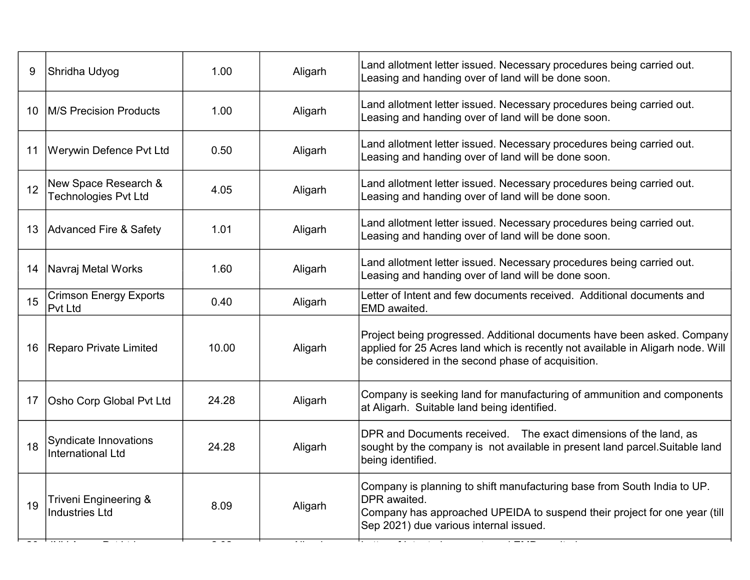| 9 | Shridha Udyog | 1.00 | Aligarh | Land allotment letter issued. Necessary procedures being carried out. Leasing and handing over of land will be done soon. |
|---|---|---|---|---|
| 10 | M/S Precision Products | 1.00 | Aligarh | Land allotment letter issued. Necessary procedures being carried out. Leasing and handing over of land will be done soon. |
| 11 | Werywin Defence Pvt Ltd | 0.50 | Aligarh | Land allotment letter issued. Necessary procedures being carried out. Leasing and handing over of land will be done soon. |
| 12 | New Space Research & Technologies Pvt Ltd | 4.05 | Aligarh | Land allotment letter issued. Necessary procedures being carried out. Leasing and handing over of land will be done soon. |
| 13 | Advanced Fire & Safety | 1.01 | Aligarh | Land allotment letter issued. Necessary procedures being carried out. Leasing and handing over of land will be done soon. |
| 14 | Navraj Metal Works | 1.60 | Aligarh | Land allotment letter issued. Necessary procedures being carried out. Leasing and handing over of land will be done soon. |
| 15 | Crimson Energy Exports Pvt Ltd | 0.40 | Aligarh | Letter of Intent and few documents received. Additional documents and EMD awaited. |
| 16 | Reparo Private Limited | 10.00 | Aligarh | Project being progressed. Additional documents have been asked. Company applied for 25 Acres land which is recently not available in Aligarh node. Will be considered in the second phase of acquisition. |
| 17 | Osho Corp Global Pvt Ltd | 24.28 | Aligarh | Company is seeking land for manufacturing of ammunition and components at Aligarh. Suitable land being identified. |
| 18 | Syndicate Innovations International Ltd | 24.28 | Aligarh | DPR and Documents received. The exact dimensions of the land, as sought by the company is not available in present land parcel.Suitable land being identified. |
| 19 | Triveni Engineering & Industries Ltd | 8.09 | Aligarh | Company is planning to shift manufacturing base from South India to UP. DPR awaited.<br>Company has approached UPEIDA to suspend their project for one year (till Sep 2021) due various internal issued. |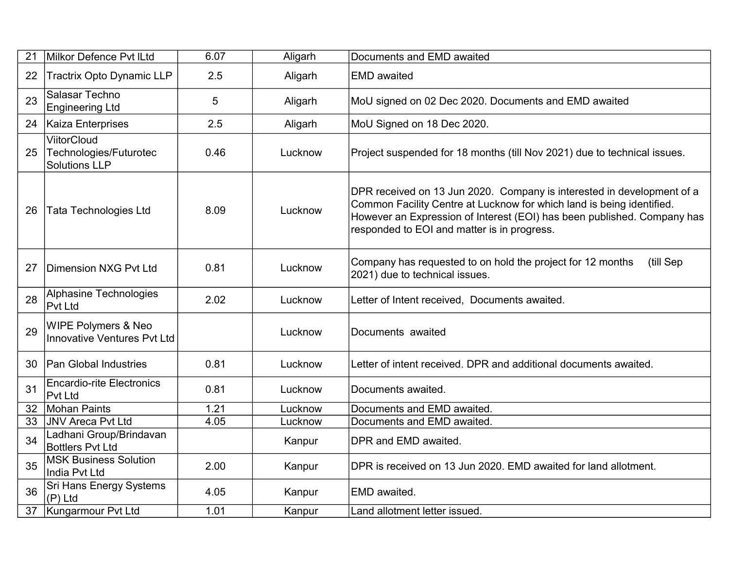| | | | | |
|---|---|---|---|---|
| 21 | Milkor Defence Pvt lLtd | 6.07 | Aligarh | Documents and EMD awaited |
| 22 | Tractrix Opto Dynamic LLP | 2.5 | Aligarh | EMD awaited |
| 23 | Salasar Techno Engineering Ltd | 5 | Aligarh | MoU signed on 02 Dec 2020. Documents and EMD awaited |
| 24 | Kaiza Enterprises | 2.5 | Aligarh | MoU Signed on 18 Dec 2020. |
| 25 | ViitorCloud Technologies/Futurotec Solutions LLP | 0.46 | Lucknow | Project suspended for 18 months (till Nov 2021) due to technical issues. |
| 26 | Tata Technologies Ltd | 8.09 | Lucknow | DPR received on 13 Jun 2020. Company is interested in development of a Common Facility Centre at Lucknow for which land is being identified. However an Expression of Interest (EOI) has been published. Company has responded to EOI and matter is in progress. |
| 27 | Dimension NXG Pvt Ltd | 0.81 | Lucknow | Company has requested to on hold the project for 12 months (till Sep 2021) due to technical issues. |
| 28 | Alphasine Technologies Pvt Ltd | 2.02 | Lucknow | Letter of Intent received, Documents awaited. |
| 29 | WIPE Polymers & Neo Innovative Ventures Pvt Ltd | | Lucknow | Documents awaited |
| 30 | Pan Global Industries | 0.81 | Lucknow | Letter of intent received. DPR and additional documents awaited. |
| 31 | Encardio-rite Electronics Pvt Ltd | 0.81 | Lucknow | Documents awaited. |
| 32 | Mohan Paints | 1.21 | Lucknow | Documents and EMD awaited. |
| 33 | JNV Areca Pvt Ltd | 4.05 | Lucknow | Documents and EMD awaited. |
| 34 | Ladhani Group/Brindavan Bottlers Pvt Ltd | | Kanpur | DPR and EMD awaited. |
| 35 | MSK Business Solution India Pvt Ltd | 2.00 | Kanpur | DPR is received on 13 Jun 2020. EMD awaited for land allotment. |
| 36 | Sri Hans Energy Systems (P) Ltd | 4.05 | Kanpur | EMD awaited. |
| 37 | Kungarmour Pvt Ltd | 1.01 | Kanpur | Land allotment letter issued. |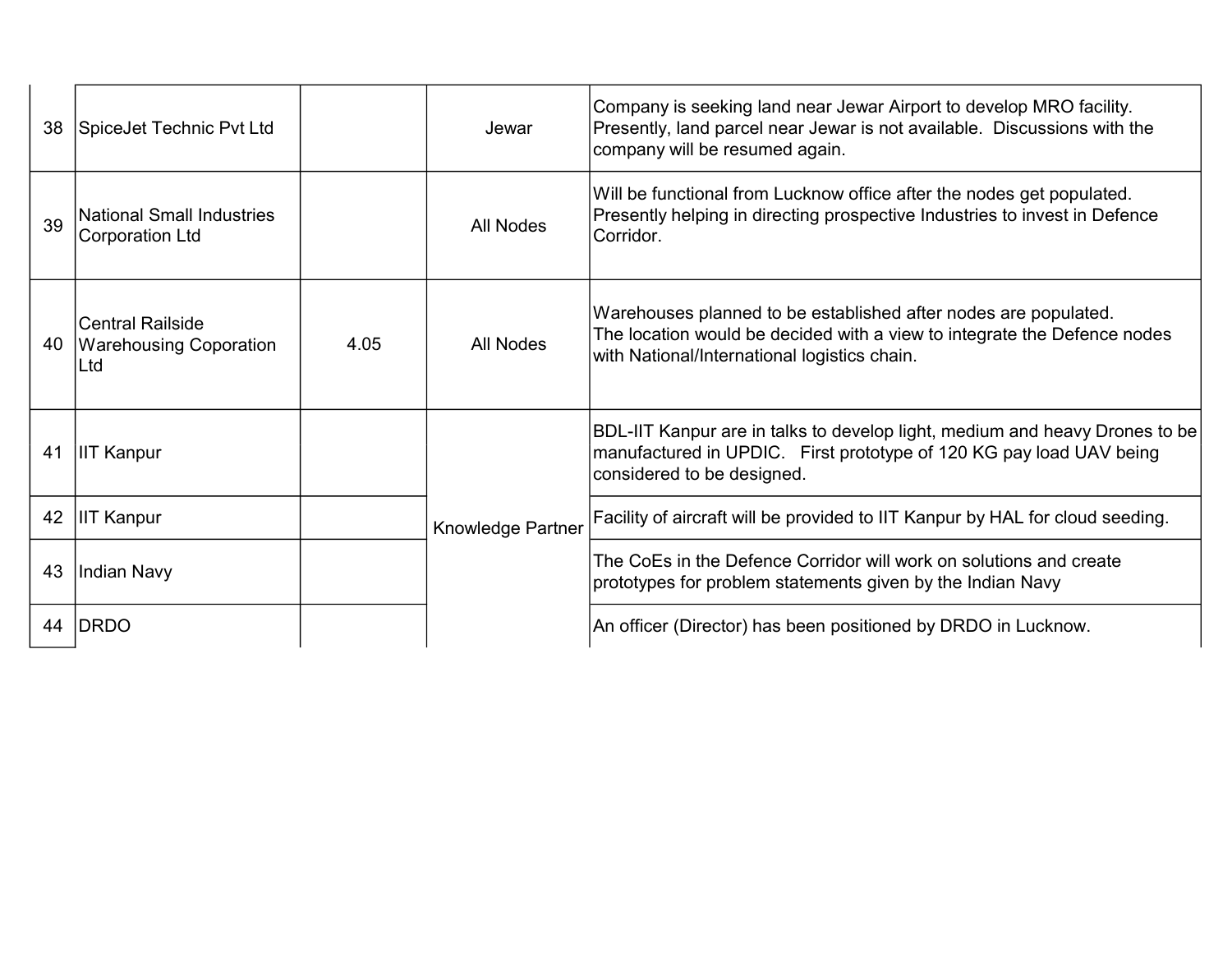| | | | | |
|---|---|---|---|---|
| 38 | SpiceJet Technic Pvt Ltd | | Jewar | Company is seeking land near Jewar Airport to develop MRO facility. Presently, land parcel near Jewar is not available. Discussions with the company will be resumed again. |
| 39 | National Small Industries Corporation Ltd | | All Nodes | Will be functional from Lucknow office after the nodes get populated. Presently helping in directing prospective Industries to invest in Defence Corridor. |
| 40 | Central Railside Warehousing Coporation Ltd | 4.05 | All Nodes | Warehouses planned to be established after nodes are populated. The location would be decided with a view to integrate the Defence nodes with National/International logistics chain. |
| 41 | IIT Kanpur | | Knowledge Partner | BDL-IIT Kanpur are in talks to develop light, medium and heavy Drones to be manufactured in UPDIC. First prototype of 120 KG pay load UAV being considered to be designed. |
| 42 | IIT Kanpur | | | Facility of aircraft will be provided to IIT Kanpur by HAL for cloud seeding. |
| 43 | Indian Navy | | | The CoEs in the Defence Corridor will work on solutions and create prototypes for problem statements given by the Indian Navy |
| 44 | DRDO | | | An officer (Director) has been positioned by DRDO in Lucknow. |